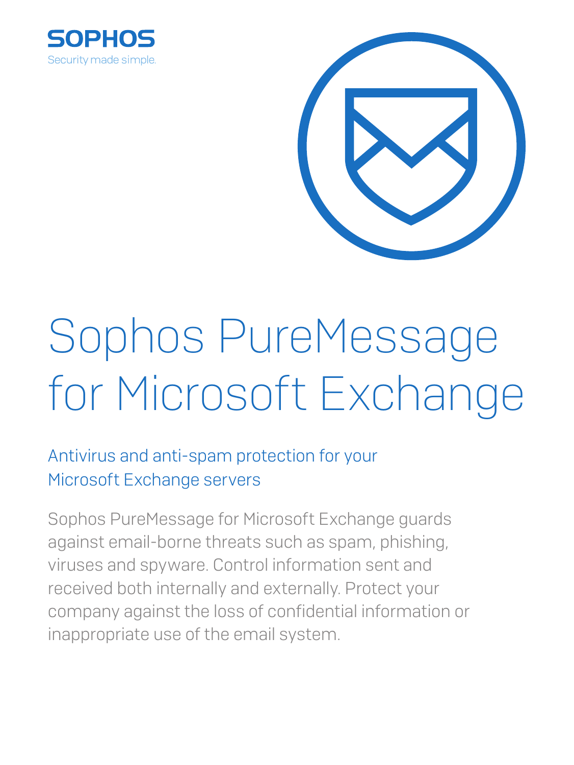SOPHOS

Security made simple.

# Sophos PureMessage for Microsoft Exchange

## Antivirus and anti-spam protection for your Microsoft Exchange servers

Sophos PureMessage for Microsoft Exchange guards against email-borne threats such as spam, phishing, viruses and spyware. Control information sent and received both internally and externally. Protect your company against the loss of confidential information or inappropriate use of the email system.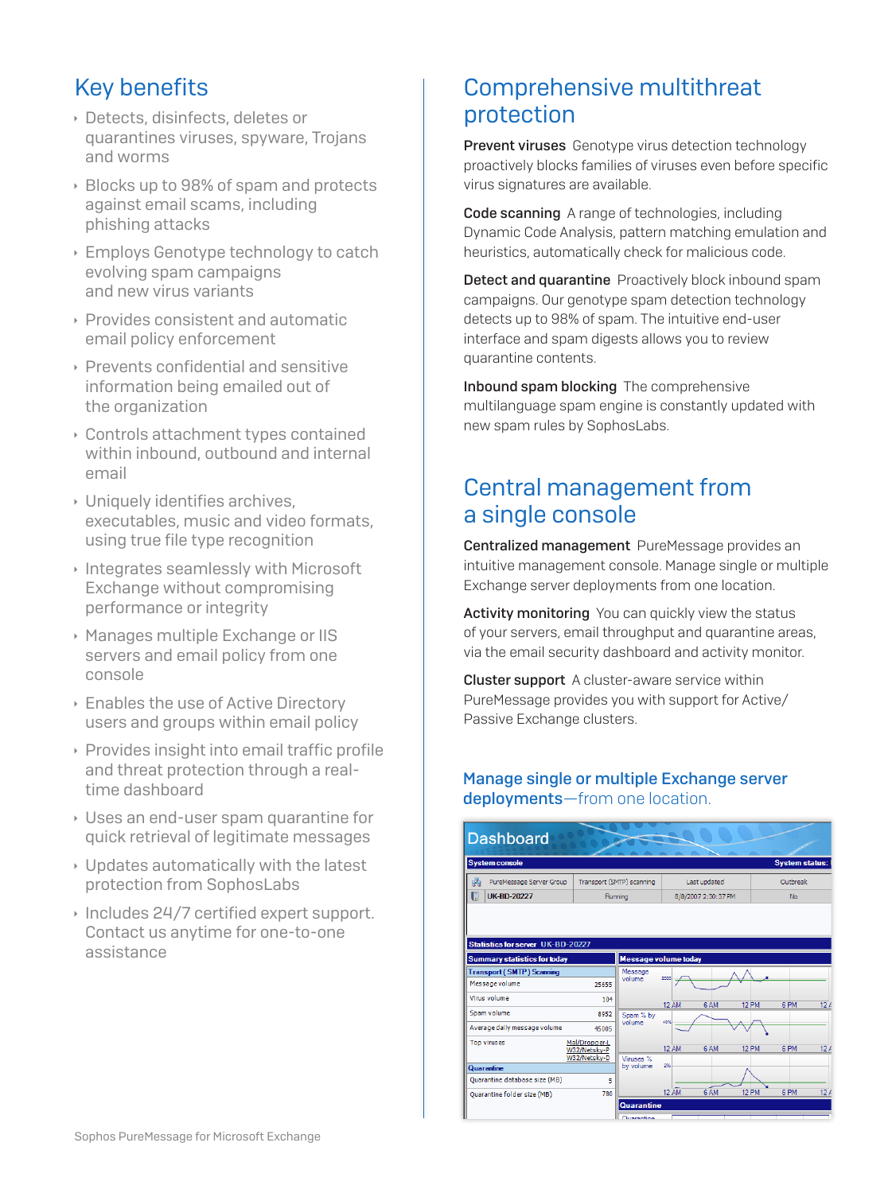## Key benefits

- Detects, disinfects, deletes or quarantines viruses, spyware, Trojans and worms
- Blocks up to 98% of spam and protects against email scams, including phishing attacks
- Employs Genotype technology to catch evolving spam campaigns and new virus variants
- Provides consistent and automatic email policy enforcement
- Prevents confidential and sensitive information being emailed out of the organization
- Controls attachment types contained within inbound, outbound and internal email
- Uniquely identifies archives, executables, music and video formats, using true file type recognition
- Integrates seamlessly with Microsoft Exchange without compromising performance or integrity
- Manages multiple Exchange or IIS servers and email policy from one console
- Enables the use of Active Directory users and groups within email policy
- Provides insight into email traffic profile and threat protection through a real-time dashboard
- Uses an end-user spam quarantine for quick retrieval of legitimate messages
- Updates automatically with the latest protection from SophosLabs
- Includes 24/7 certified expert support. Contact us anytime for one-to-one assistance

## Comprehensive multithreat protection

**Prevent viruses** Genotype virus detection technology proactively blocks families of viruses even before specific virus signatures are available.

**Code scanning** A range of technologies, including Dynamic Code Analysis, pattern matching emulation and heuristics, automatically check for malicious code.

**Detect and quarantine** Proactively block inbound spam campaigns. Our genotype spam detection technology detects up to 98% of spam. The intuitive end-user interface and spam digests allows you to review quarantine contents.

**Inbound spam blocking** The comprehensive multilanguage spam engine is constantly updated with new spam rules by SophosLabs.

## Central management from a single console

**Centralized management** PureMessage provides an intuitive management console. Manage single or multiple Exchange server deployments from one location.

**Activity monitoring** You can quickly view the status of your servers, email throughput and quarantine areas, via the email security dashboard and activity monitor.

**Cluster support** A cluster-aware service within PureMessage provides you with support for Active/Passive Exchange clusters.

### Manage single or multiple Exchange server deployments—from one location.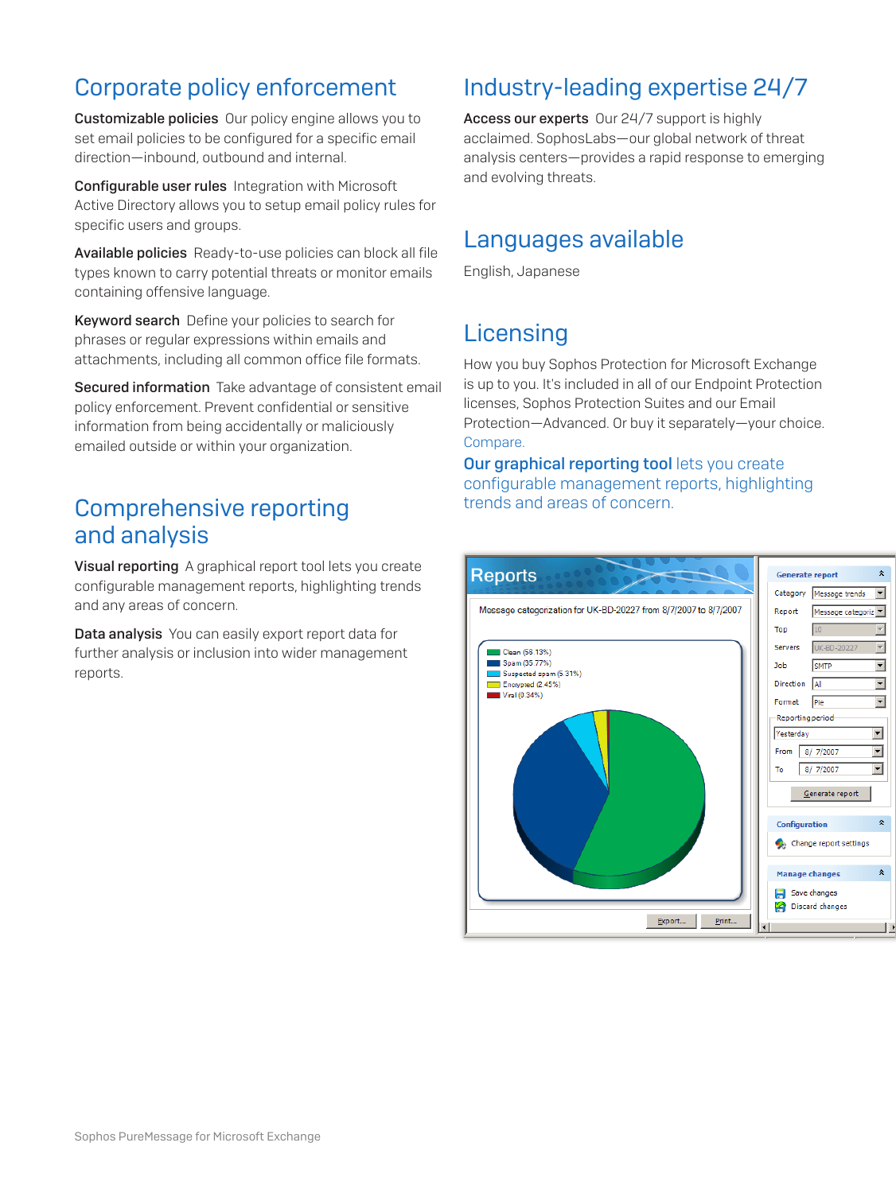## Corporate policy enforcement

**Customizable policies** Our policy engine allows you to set email policies to be configured for a specific email direction—inbound, outbound and internal.

**Configurable user rules** Integration with Microsoft Active Directory allows you to setup email policy rules for specific users and groups.

**Available policies** Ready-to-use policies can block all file types known to carry potential threats or monitor emails containing offensive language.

**Keyword search** Define your policies to search for phrases or regular expressions within emails and attachments, including all common office file formats.

**Secured information** Take advantage of consistent email policy enforcement. Prevent confidential or sensitive information from being accidentally or maliciously emailed outside or within your organization.

## Comprehensive reporting and analysis

**Visual reporting** A graphical report tool lets you create configurable management reports, highlighting trends and any areas of concern.

**Data analysis** You can easily export report data for further analysis or inclusion into wider management reports.

## Industry-leading expertise 24/7

**Access our experts** Our 24/7 support is highly acclaimed. SophosLabs—our global network of threat analysis centers—provides a rapid response to emerging and evolving threats.

## Languages available

English, Japanese

## Licensing

How you buy Sophos Protection for Microsoft Exchange is up to you. It's included in all of our Endpoint Protection licenses, Sophos Protection Suites and our Email Protection—Advanced. Or buy it separately—your choice. Compare.

**Our graphical reporting tool** lets you create configurable management reports, highlighting trends and areas of concern.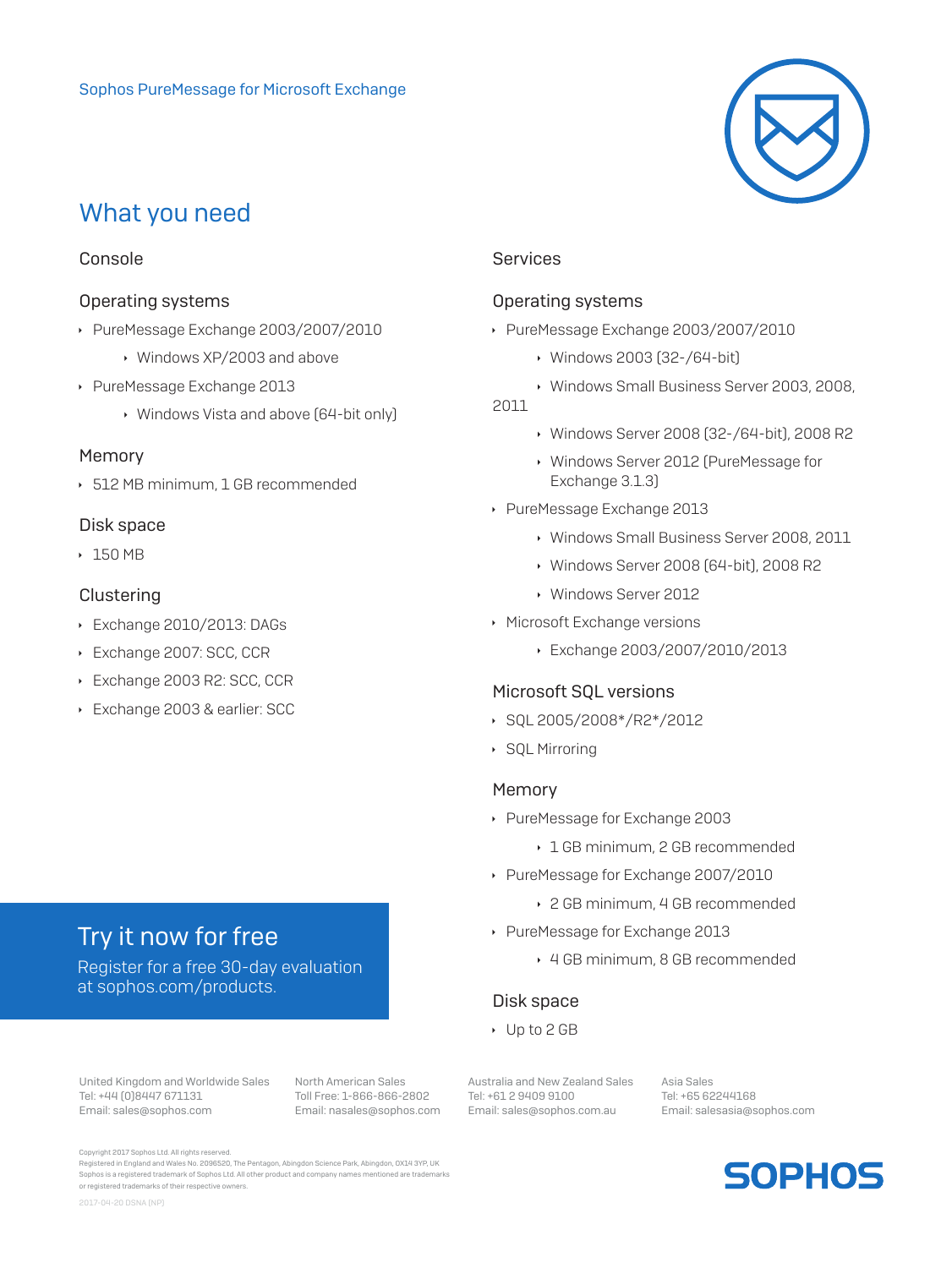Sophos PureMessage for Microsoft Exchange

## What you need

### Console

#### Operating systems

- PureMessage Exchange 2003/2007/2010
  - Windows XP/2003 and above
- PureMessage Exchange 2013
  - Windows Vista and above (64-bit only)

#### Memory

- 512 MB minimum, 1 GB recommended

#### Disk space

- 150 MB

#### Clustering

- Exchange 2010/2013: DAGs
- Exchange 2007: SCC, CCR
- Exchange 2003 R2: SCC, CCR
- Exchange 2003 & earlier: SCC

### Services

#### Operating systems

- PureMessage Exchange 2003/2007/2010
  - Windows 2003 (32-/64-bit)
  - Windows Small Business Server 2003, 2008, 2011
  - Windows Server 2008 (32-/64-bit), 2008 R2
  - Windows Server 2012 (PureMessage for Exchange 3.1.3)
- PureMessage Exchange 2013
  - Windows Small Business Server 2008, 2011
  - Windows Server 2008 (64-bit), 2008 R2
  - Windows Server 2012
- Microsoft Exchange versions
  - Exchange 2003/2007/2010/2013

#### Microsoft SQL versions

- SQL 2005/2008*/R2*/2012
- SQL Mirroring

#### Memory

- PureMessage for Exchange 2003
  - 1 GB minimum, 2 GB recommended
- PureMessage for Exchange 2007/2010
  - 2 GB minimum, 4 GB recommended
- PureMessage for Exchange 2013
  - 4 GB minimum, 8 GB recommended

#### Disk space

- Up to 2 GB

## Try it now for free

Register for a free 30-day evaluation at sophos.com/products.

United Kingdom and Worldwide Sales
Tel: +44 (0)8447 671131
Email: sales@sophos.com

North American Sales
Toll Free: 1-866-866-2802
Email: nasales@sophos.com

Australia and New Zealand Sales
Tel: +61 2 9409 9100
Email: sales@sophos.com.au

Asia Sales
Tel: +65 62244168
Email: salesasia@sophos.com

Copyright 2017 Sophos Ltd. All rights reserved.
Registered in England and Wales No. 2096520, The Pentagon, Abingdon Science Park, Abingdon, OX14 3YP, UK
Sophos is a registered trademark of Sophos Ltd. All other product and company names mentioned are trademarks or registered trademarks of their respective owners.

2017-04-20 DSNA (NP)

SOPHOS